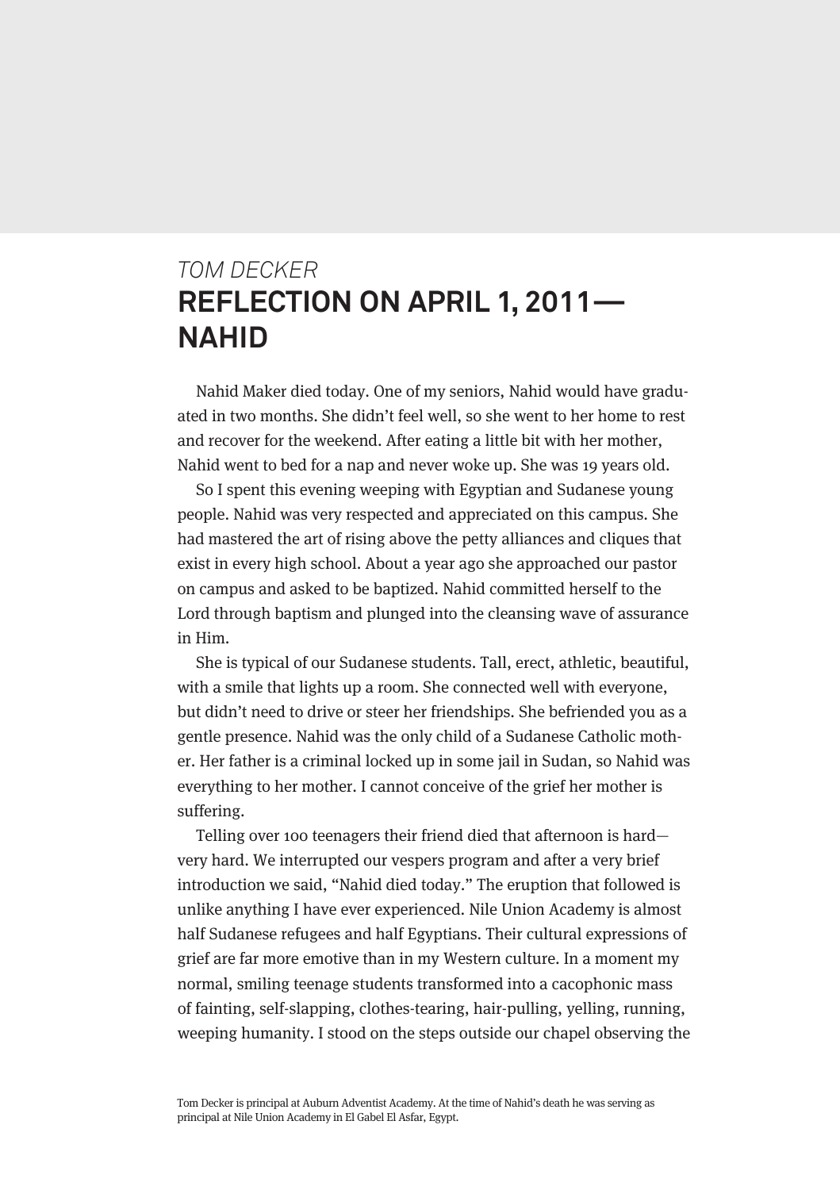*TOM DECKER*

# REFLECTION ON APRIL 1, 2011—NAHID

Nahid Maker died today. One of my seniors, Nahid would have graduated in two months. She didn't feel well, so she went to her home to rest and recover for the weekend. After eating a little bit with her mother, Nahid went to bed for a nap and never woke up. She was 19 years old.

So I spent this evening weeping with Egyptian and Sudanese young people. Nahid was very respected and appreciated on this campus. She had mastered the art of rising above the petty alliances and cliques that exist in every high school. About a year ago she approached our pastor on campus and asked to be baptized. Nahid committed herself to the Lord through baptism and plunged into the cleansing wave of assurance in Him.

She is typical of our Sudanese students. Tall, erect, athletic, beautiful, with a smile that lights up a room. She connected well with everyone, but didn't need to drive or steer her friendships. She befriended you as a gentle presence. Nahid was the only child of a Sudanese Catholic mother. Her father is a criminal locked up in some jail in Sudan, so Nahid was everything to her mother. I cannot conceive of the grief her mother is suffering.

Telling over 100 teenagers their friend died that afternoon is hard—very hard. We interrupted our vespers program and after a very brief introduction we said, "Nahid died today." The eruption that followed is unlike anything I have ever experienced. Nile Union Academy is almost half Sudanese refugees and half Egyptians. Their cultural expressions of grief are far more emotive than in my Western culture. In a moment my normal, smiling teenage students transformed into a cacophonic mass of fainting, self-slapping, clothes-tearing, hair-pulling, yelling, running, weeping humanity. I stood on the steps outside our chapel observing the

Tom Decker is principal at Auburn Adventist Academy. At the time of Nahid's death he was serving as principal at Nile Union Academy in El Gabel El Asfar, Egypt.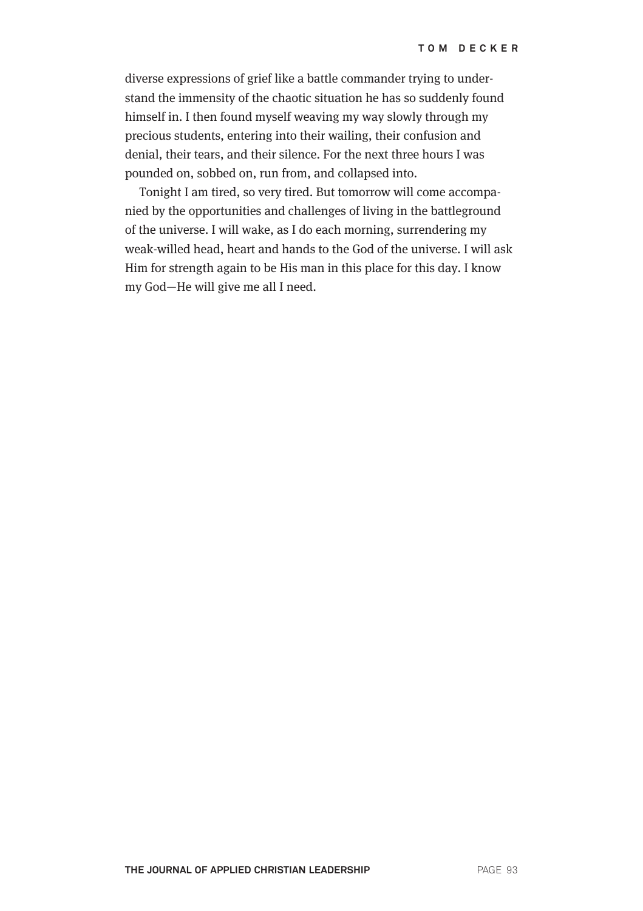diverse expressions of grief like a battle commander trying to understand the immensity of the chaotic situation he has so suddenly found himself in. I then found myself weaving my way slowly through my precious students, entering into their wailing, their confusion and denial, their tears, and their silence. For the next three hours I was pounded on, sobbed on, run from, and collapsed into.

Tonight I am tired, so very tired. But tomorrow will come accompanied by the opportunities and challenges of living in the battleground of the universe. I will wake, as I do each morning, surrendering my weak-willed head, heart and hands to the God of the universe. I will ask Him for strength again to be His man in this place for this day. I know my God—He will give me all I need.